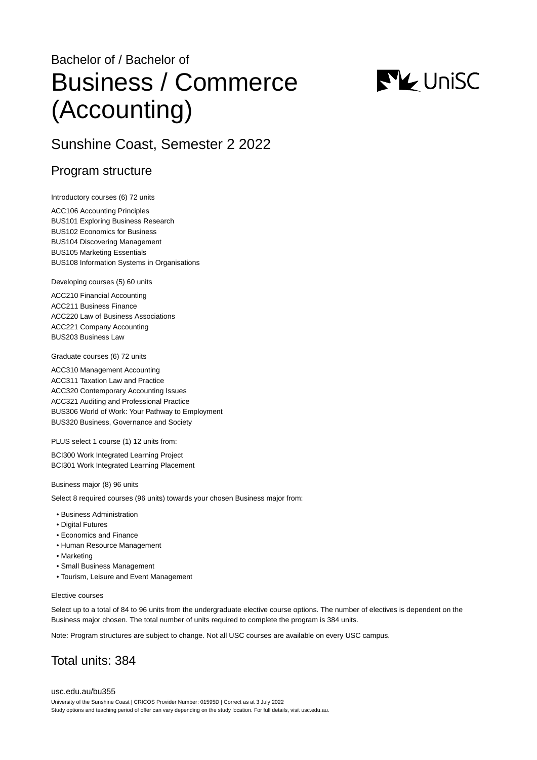Bachelor of / Bachelor of

# Business / Commerce (Accounting)

## Sunshine Coast, Semester 2 2022

### Program structure

Introductory courses (6) 72 units

ACC106 Accounting Principles
BUS101 Exploring Business Research
BUS102 Economics for Business
BUS104 Discovering Management
BUS105 Marketing Essentials
BUS108 Information Systems in Organisations

Developing courses (5) 60 units

ACC210 Financial Accounting
ACC211 Business Finance
ACC220 Law of Business Associations
ACC221 Company Accounting
BUS203 Business Law

Graduate courses (6) 72 units

ACC310 Management Accounting
ACC311 Taxation Law and Practice
ACC320 Contemporary Accounting Issues
ACC321 Auditing and Professional Practice
BUS306 World of Work: Your Pathway to Employment
BUS320 Business, Governance and Society

PLUS select 1 course (1) 12 units from:

BCI300 Work Integrated Learning Project
BCI301 Work Integrated Learning Placement

Business major (8) 96 units

Select 8 required courses (96 units) towards your chosen Business major from:

- Business Administration
- Digital Futures
- Economics and Finance
- Human Resource Management
- Marketing
- Small Business Management
- Tourism, Leisure and Event Management

Elective courses

Select up to a total of 84 to 96 units from the undergraduate elective course options. The number of electives is dependent on the Business major chosen. The total number of units required to complete the program is 384 units.

Note: Program structures are subject to change. Not all USC courses are available on every USC campus.

## Total units: 384

usc.edu.au/bu355

University of the Sunshine Coast | CRICOS Provider Number: 01595D | Correct as at 3 July 2022
Study options and teaching period of offer can vary depending on the study location. For full details, visit usc.edu.au.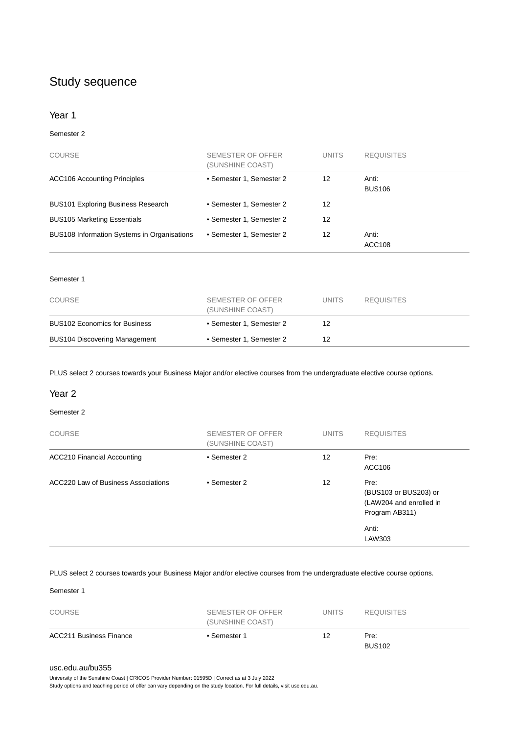## Study sequence

### Year 1

Semester 2

| COURSE | SEMESTER OF OFFER (SUNSHINE COAST) | UNITS | REQUISITES |
|---|---|---|---|
| ACC106 Accounting Principles | • Semester 1, Semester 2 | 12 | Anti: BUS106 |
| BUS101 Exploring Business Research | • Semester 1, Semester 2 | 12 | |
| BUS105 Marketing Essentials | • Semester 1, Semester 2 | 12 | |
| BUS108 Information Systems in Organisations | • Semester 1, Semester 2 | 12 | Anti: ACC108 |

Semester 1

| COURSE | SEMESTER OF OFFER (SUNSHINE COAST) | UNITS | REQUISITES |
|---|---|---|---|
| BUS102 Economics for Business | • Semester 1, Semester 2 | 12 | |
| BUS104 Discovering Management | • Semester 1, Semester 2 | 12 | |

PLUS select 2 courses towards your Business Major and/or elective courses from the undergraduate elective course options.

### Year 2

Semester 2

| COURSE | SEMESTER OF OFFER (SUNSHINE COAST) | UNITS | REQUISITES |
|---|---|---|---|
| ACC210 Financial Accounting | • Semester 2 | 12 | Pre: ACC106 |
| ACC220 Law of Business Associations | • Semester 2 | 12 | Pre: (BUS103 or BUS203) or (LAW204 and enrolled in Program AB311) Anti: LAW303 |

PLUS select 2 courses towards your Business Major and/or elective courses from the undergraduate elective course options.

Semester 1

| COURSE | SEMESTER OF OFFER (SUNSHINE COAST) | UNITS | REQUISITES |
|---|---|---|---|
| ACC211 Business Finance | • Semester 1 | 12 | Pre: BUS102 |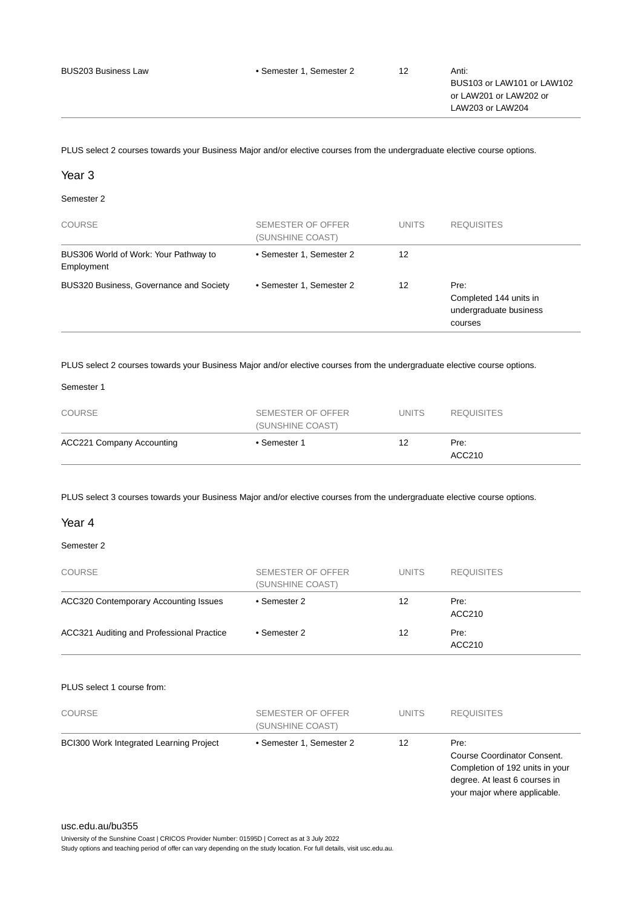| COURSE | SEMESTER OF OFFER (SUNSHINE COAST) | UNITS | REQUISITES |
|---|---|---|---|
| BUS203 Business Law | • Semester 1, Semester 2 | 12 | Anti: BUS103 or LAW101 or LAW102 or LAW201 or LAW202 or LAW203 or LAW204 |

PLUS select 2 courses towards your Business Major and/or elective courses from the undergraduate elective course options.

## Year 3

Semester 2

| COURSE | SEMESTER OF OFFER (SUNSHINE COAST) | UNITS | REQUISITES |
|---|---|---|---|
| BUS306 World of Work: Your Pathway to Employment | • Semester 1, Semester 2 | 12 | |
| BUS320 Business, Governance and Society | • Semester 1, Semester 2 | 12 | Pre: Completed 144 units in undergraduate business courses |

PLUS select 2 courses towards your Business Major and/or elective courses from the undergraduate elective course options.

Semester 1

| COURSE | SEMESTER OF OFFER (SUNSHINE COAST) | UNITS | REQUISITES |
|---|---|---|---|
| ACC221 Company Accounting | • Semester 1 | 12 | Pre: ACC210 |

PLUS select 3 courses towards your Business Major and/or elective courses from the undergraduate elective course options.

## Year 4

Semester 2

| COURSE | SEMESTER OF OFFER (SUNSHINE COAST) | UNITS | REQUISITES |
|---|---|---|---|
| ACC320 Contemporary Accounting Issues | • Semester 2 | 12 | Pre: ACC210 |
| ACC321 Auditing and Professional Practice | • Semester 2 | 12 | Pre: ACC210 |

PLUS select 1 course from:

| COURSE | SEMESTER OF OFFER (SUNSHINE COAST) | UNITS | REQUISITES |
|---|---|---|---|
| BCI300 Work Integrated Learning Project | • Semester 1, Semester 2 | 12 | Pre: Course Coordinator Consent. Completion of 192 units in your degree. At least 6 courses in your major where applicable. |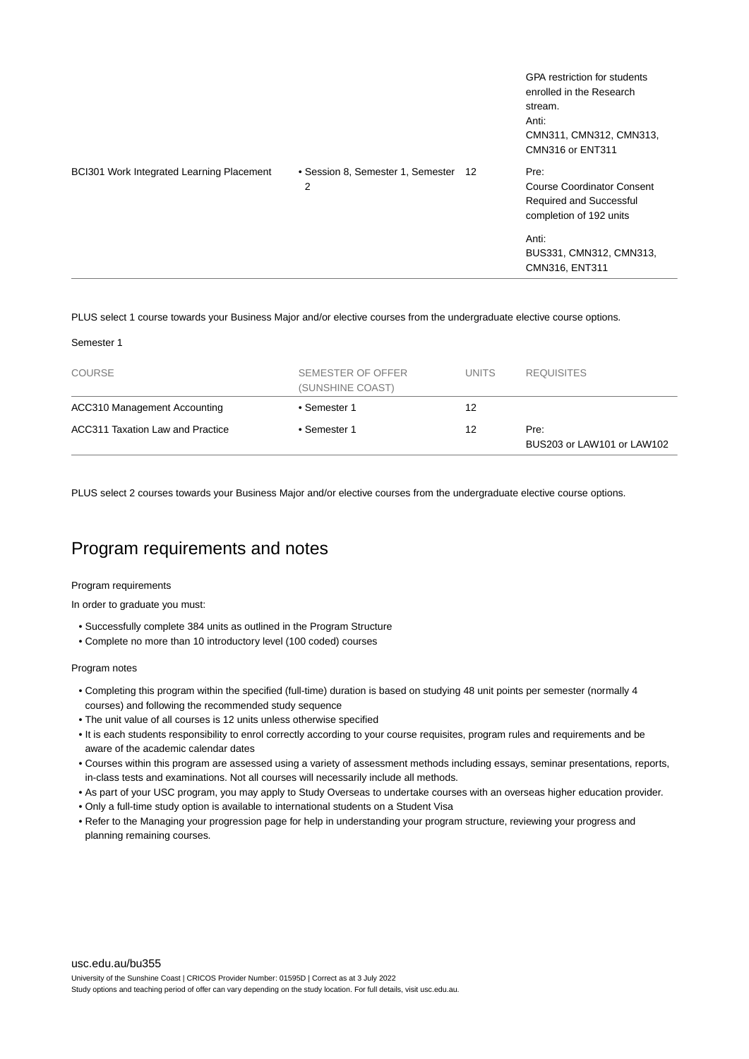| | | | |
|---|---|---|---|
| | | | GPA restriction for students enrolled in the Research stream.<br>Anti:<br>CMN311, CMN312, CMN313, CMN316 or ENT311 |
| BCI301 Work Integrated Learning Placement | • Session 8, Semester 1, Semester 2 | 12 | Pre:<br>Course Coordinator Consent Required and Successful completion of 192 units<br><br>Anti:<br>BUS331, CMN312, CMN313, CMN316, ENT311 |

PLUS select 1 course towards your Business Major and/or elective courses from the undergraduate elective course options.

Semester 1

| COURSE | SEMESTER OF OFFER (SUNSHINE COAST) | UNITS | REQUISITES |
|---|---|---|---|
| ACC310 Management Accounting | • Semester 1 | 12 | |
| ACC311 Taxation Law and Practice | • Semester 1 | 12 | Pre:<br>BUS203 or LAW101 or LAW102 |

PLUS select 2 courses towards your Business Major and/or elective courses from the undergraduate elective course options.

## Program requirements and notes

Program requirements

In order to graduate you must:

- Successfully complete 384 units as outlined in the Program Structure
- Complete no more than 10 introductory level (100 coded) courses

Program notes

- Completing this program within the specified (full-time) duration is based on studying 48 unit points per semester (normally 4 courses) and following the recommended study sequence
- The unit value of all courses is 12 units unless otherwise specified
- It is each students responsibility to enrol correctly according to your course requisites, program rules and requirements and be aware of the academic calendar dates
- Courses within this program are assessed using a variety of assessment methods including essays, seminar presentations, reports, in-class tests and examinations. Not all courses will necessarily include all methods.
- As part of your USC program, you may apply to Study Overseas to undertake courses with an overseas higher education provider.
- Only a full-time study option is available to international students on a Student Visa
- Refer to the Managing your progression page for help in understanding your program structure, reviewing your progress and planning remaining courses.